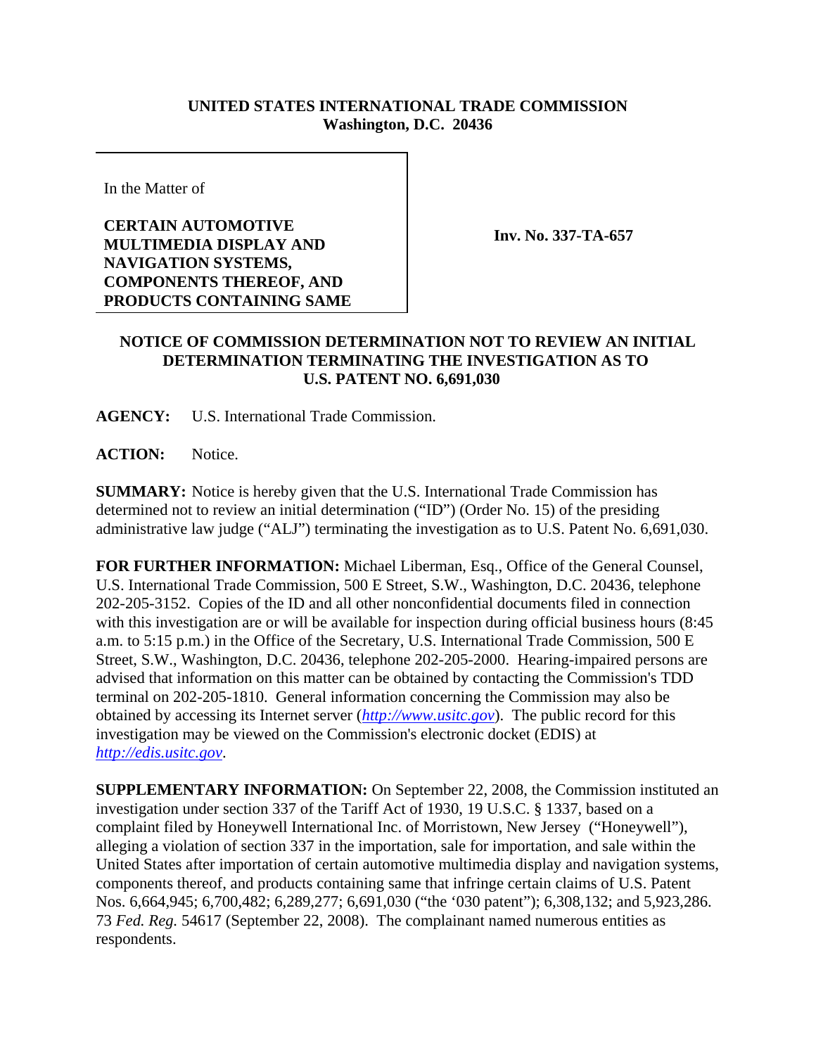**UNITED STATES INTERNATIONAL TRADE COMMISSION**
**Washington, D.C. 20436**

In the Matter of

**CERTAIN AUTOMOTIVE MULTIMEDIA DISPLAY AND NAVIGATION SYSTEMS, COMPONENTS THEREOF, AND PRODUCTS CONTAINING SAME**

**Inv. No. 337-TA-657**

**NOTICE OF COMMISSION DETERMINATION NOT TO REVIEW AN INITIAL DETERMINATION TERMINATING THE INVESTIGATION AS TO U.S. PATENT NO. 6,691,030**

**AGENCY:** U.S. International Trade Commission.

**ACTION:** Notice.

**SUMMARY:** Notice is hereby given that the U.S. International Trade Commission has determined not to review an initial determination ("ID") (Order No. 15) of the presiding administrative law judge ("ALJ") terminating the investigation as to U.S. Patent No. 6,691,030.

**FOR FURTHER INFORMATION:** Michael Liberman, Esq., Office of the General Counsel, U.S. International Trade Commission, 500 E Street, S.W., Washington, D.C. 20436, telephone 202-205-3152. Copies of the ID and all other nonconfidential documents filed in connection with this investigation are or will be available for inspection during official business hours (8:45 a.m. to 5:15 p.m.) in the Office of the Secretary, U.S. International Trade Commission, 500 E Street, S.W., Washington, D.C. 20436, telephone 202-205-2000. Hearing-impaired persons are advised that information on this matter can be obtained by contacting the Commission's TDD terminal on 202-205-1810. General information concerning the Commission may also be obtained by accessing its Internet server (*http://www.usitc.gov*). The public record for this investigation may be viewed on the Commission's electronic docket (EDIS) at *http://edis.usitc.gov*.

**SUPPLEMENTARY INFORMATION:** On September 22, 2008, the Commission instituted an investigation under section 337 of the Tariff Act of 1930, 19 U.S.C. § 1337, based on a complaint filed by Honeywell International Inc. of Morristown, New Jersey ("Honeywell"), alleging a violation of section 337 in the importation, sale for importation, and sale within the United States after importation of certain automotive multimedia display and navigation systems, components thereof, and products containing same that infringe certain claims of U.S. Patent Nos. 6,664,945; 6,700,482; 6,289,277; 6,691,030 ("the '030 patent"); 6,308,132; and 5,923,286. 73 *Fed. Reg.* 54617 (September 22, 2008). The complainant named numerous entities as respondents.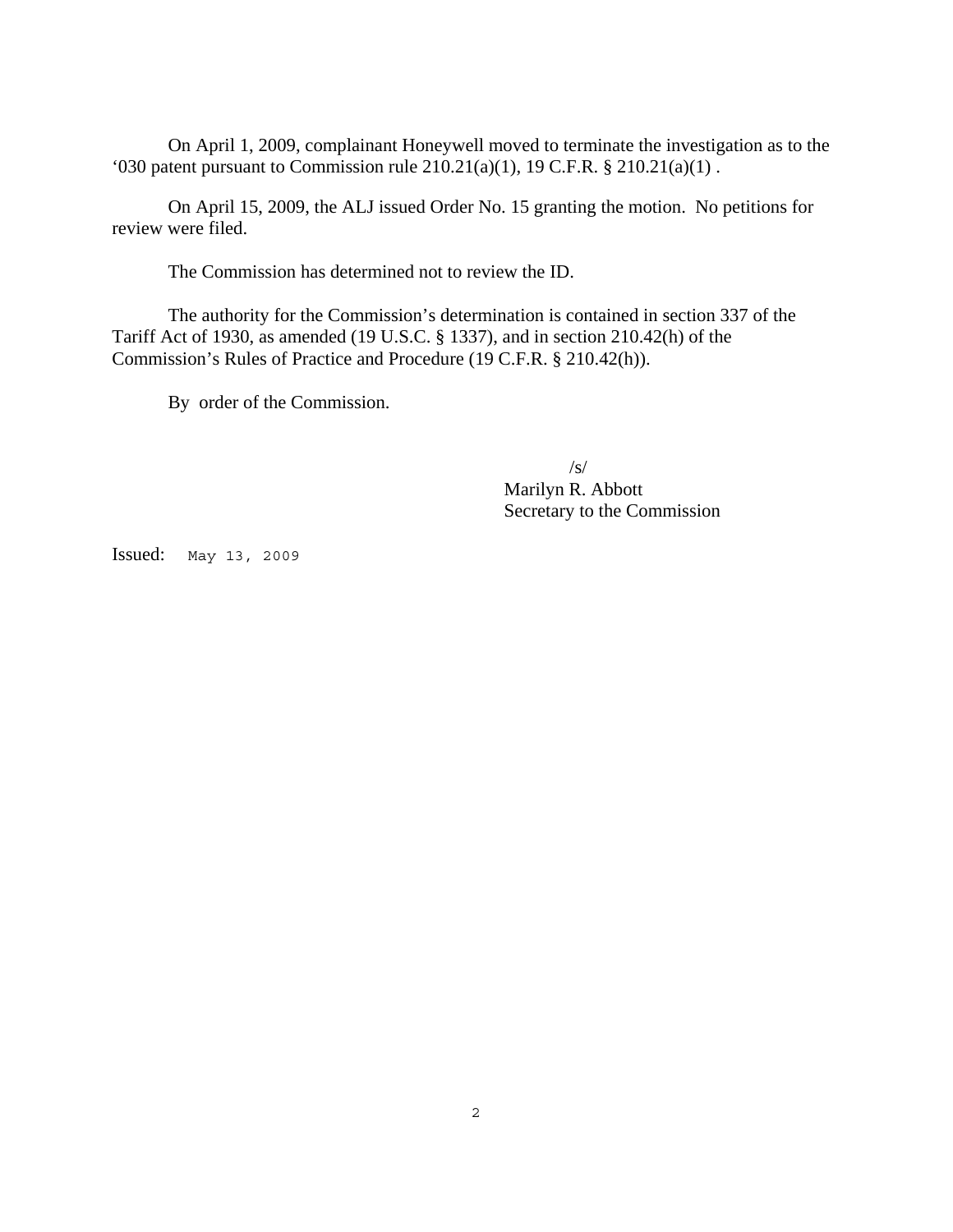On April 1, 2009, complainant Honeywell moved to terminate the investigation as to the '030 patent pursuant to Commission rule 210.21(a)(1), 19 C.F.R. § 210.21(a)(1) .

On April 15, 2009, the ALJ issued Order No. 15 granting the motion. No petitions for review were filed.

The Commission has determined not to review the ID.

The authority for the Commission's determination is contained in section 337 of the Tariff Act of 1930, as amended (19 U.S.C. § 1337), and in section 210.42(h) of the Commission's Rules of Practice and Procedure (19 C.F.R. § 210.42(h)).

By order of the Commission.

/s/
Marilyn R. Abbott
Secretary to the Commission

Issued: May 13, 2009